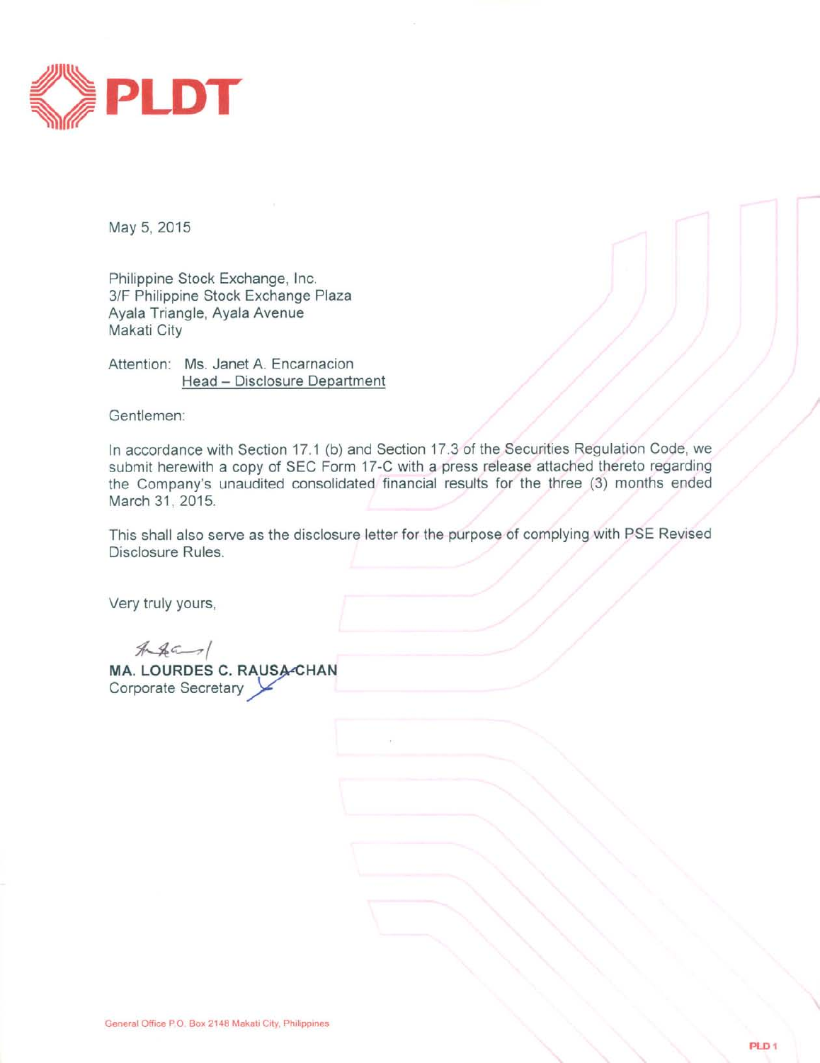# PLDT

May 5, 2015

Philippine Stock Exchange, Inc.
3/F Philippine Stock Exchange Plaza
Ayala Triangle, Ayala Avenue
Makati City

Attention: Ms. Janet A. Encarnacion
Head – Disclosure Department

Gentlemen:

In accordance with Section 17.1 (b) and Section 17.3 of the Securities Regulation Code, we submit herewith a copy of SEC Form 17-C with a press release attached thereto regarding the Company's unaudited consolidated financial results for the three (3) months ended March 31, 2015.

This shall also serve as the disclosure letter for the purpose of complying with PSE Revised Disclosure Rules.

Very truly yours,

**MA. LOURDES C. RAUSA-CHAN**
Corporate Secretary

General Office P.O. Box 2148 Makati City, Philippines

PLD 1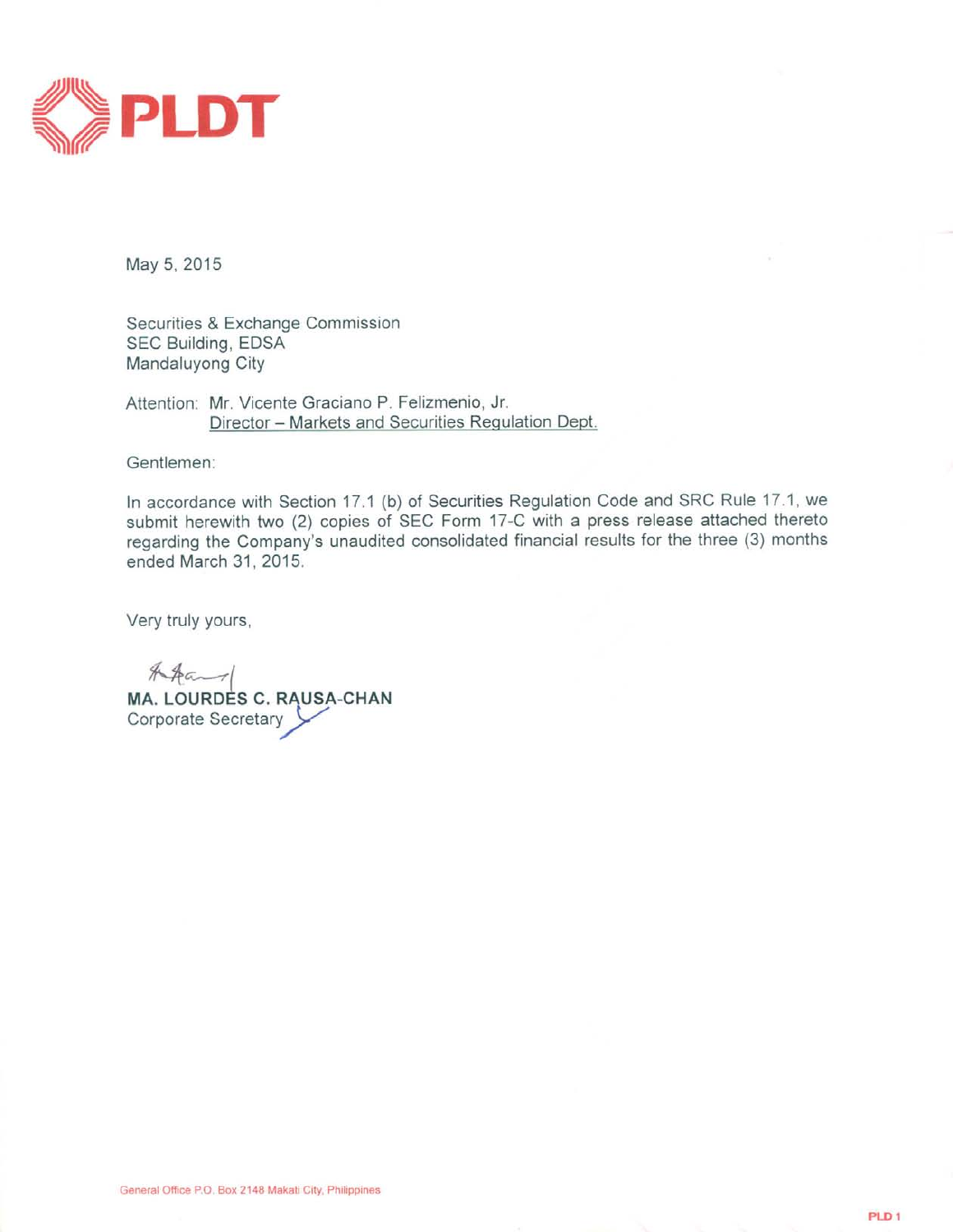# PLDT

May 5, 2015

Securities & Exchange Commission
SEC Building, EDSA
Mandaluyong City

Attention: Mr. Vicente Graciano P. Felizmenio, Jr.
Director – Markets and Securities Regulation Dept.

Gentlemen:

In accordance with Section 17.1 (b) of Securities Regulation Code and SRC Rule 17.1, we submit herewith two (2) copies of SEC Form 17-C with a press release attached thereto regarding the Company's unaudited consolidated financial results for the three (3) months ended March 31, 2015.

Very truly yours,

**MA. LOURDES C. RAUSA-CHAN**
Corporate Secretary

General Office P.O. Box 2148 Makati City, Philippines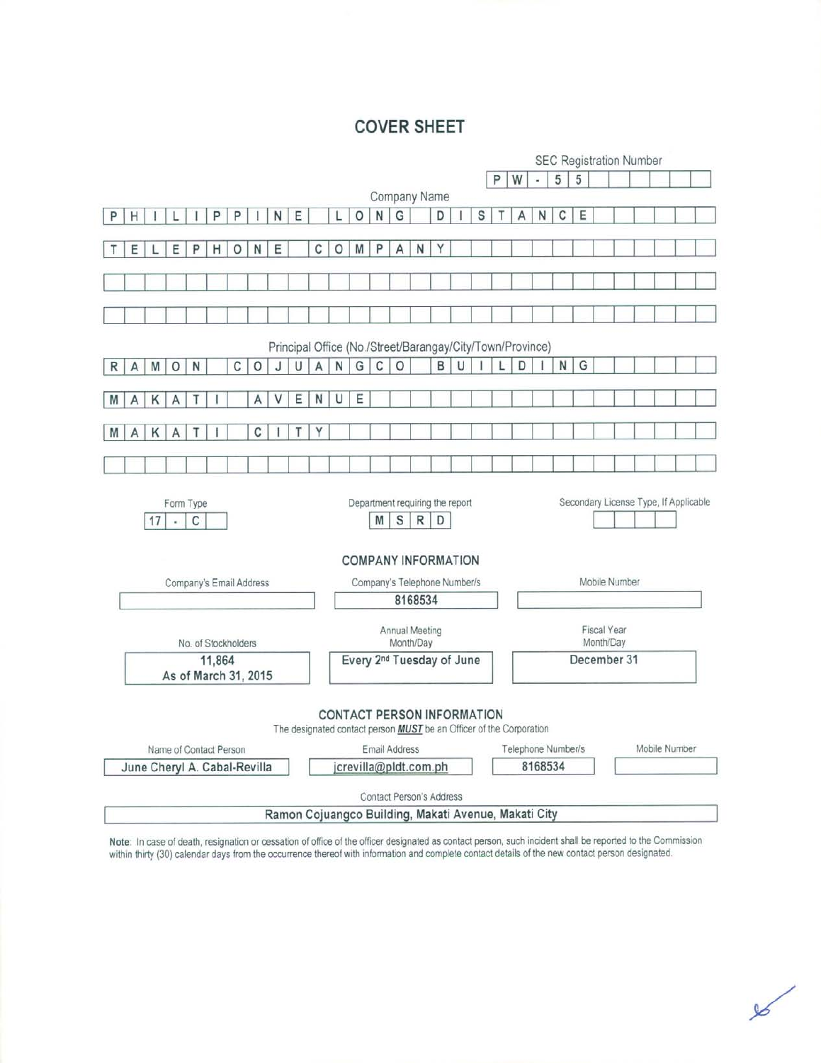# COVER SHEET

**SEC Registration Number**

PW-55

**Company Name**

PHILIPPINE LONG DISTANCE TELEPHONE COMPANY

**Principal Office (No./Street/Barangay/City/Town/Province)**

RAMON COJUANGCO BUILDING MAKATI AVENUE MAKATI CITY

| Form Type | Department requiring the report | Secondary License Type, If Applicable |
|---|---|---|
| 17-C | MSRD | |

## COMPANY INFORMATION

| Company's Email Address | Company's Telephone Number/s | Mobile Number |
|---|---|---|
| | 8168534 | |

| No. of Stockholders | Annual Meeting Month/Day | Fiscal Year Month/Day |
|---|---|---|
| 11,864 As of March 31, 2015 | Every 2nd Tuesday of June | December 31 |

## CONTACT PERSON INFORMATION

The designated contact person ***MUST*** be an Officer of the Corporation

| Name of Contact Person | Email Address | Telephone Number/s | Mobile Number |
|---|---|---|---|
| June Cheryl A. Cabal-Revilla | jcrevilla@pldt.com.ph | 8168534 | |

**Contact Person's Address**

Ramon Cojuangco Building, Makati Avenue, Makati City

**Note**: In case of death, resignation or cessation of office of the officer designated as contact person, such incident shall be reported to the Commission within thirty (30) calendar days from the occurrence thereof with information and complete contact details of the new contact person designated.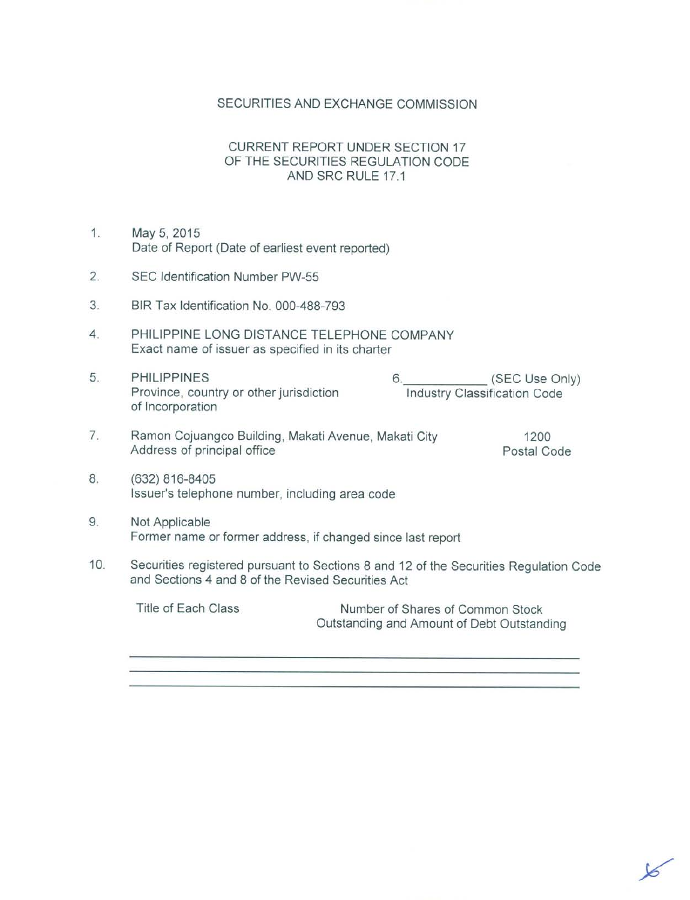SECURITIES AND EXCHANGE COMMISSION

CURRENT REPORT UNDER SECTION 17
OF THE SECURITIES REGULATION CODE
AND SRC RULE 17.1

1. May 5, 2015
   Date of Report (Date of earliest event reported)

2. SEC Identification Number PW-55

3. BIR Tax Identification No. 000-488-793

4. PHILIPPINE LONG DISTANCE TELEPHONE COMPANY
   Exact name of issuer as specified in its charter

5. PHILIPPINES
   Province, country or other jurisdiction of Incorporation

6. ____________ (SEC Use Only)
   Industry Classification Code

7. Ramon Cojuangco Building, Makati Avenue, Makati City — 1200
   Address of principal office — Postal Code

8. (632) 816-8405
   Issuer's telephone number, including area code

9. Not Applicable
   Former name or former address, if changed since last report

10. Securities registered pursuant to Sections 8 and 12 of the Securities Regulation Code and Sections 4 and 8 of the Revised Securities Act

| Title of Each Class | Number of Shares of Common Stock Outstanding and Amount of Debt Outstanding |
| --- | --- |
| | |
| | |
| | |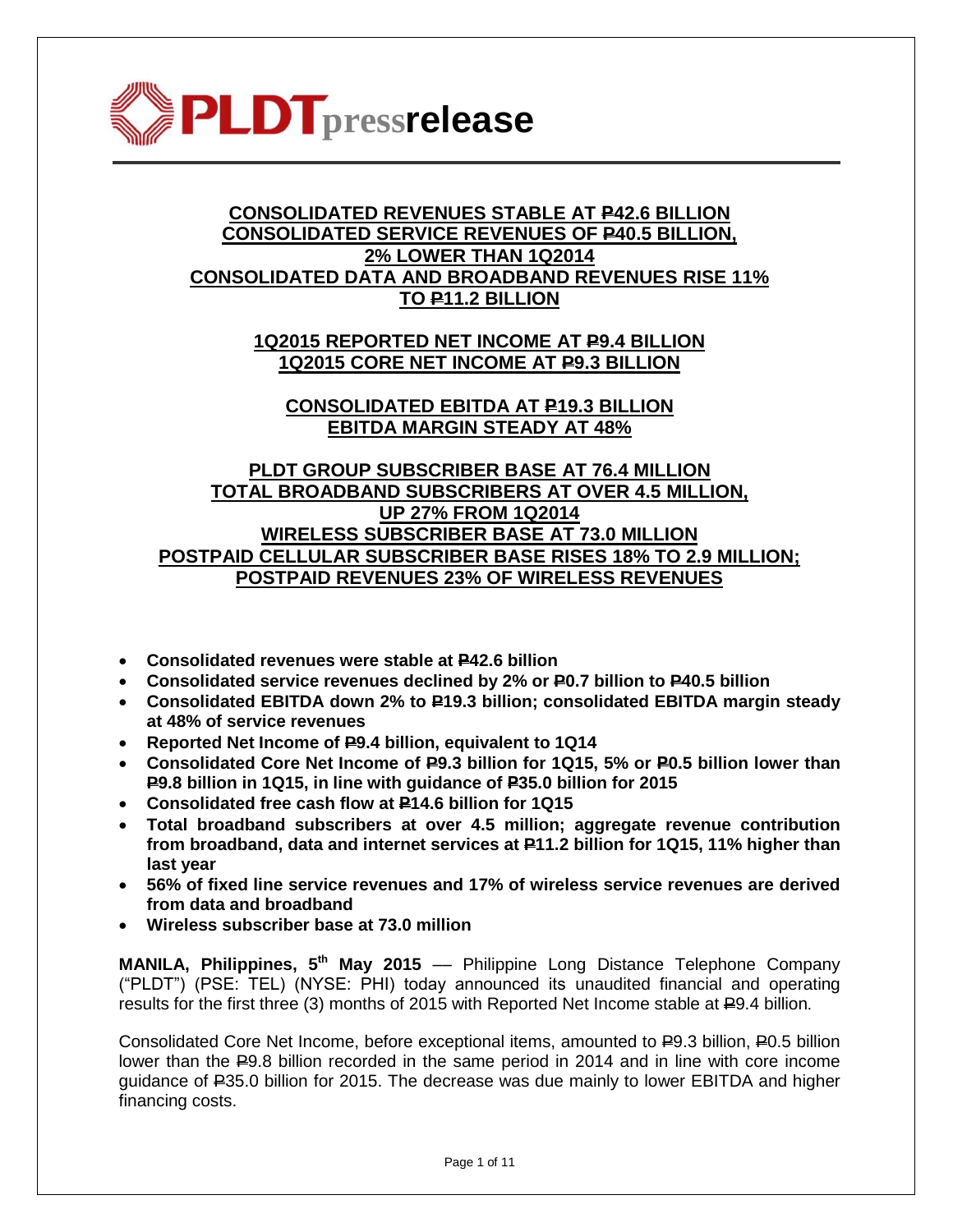**PLDT pressrelease**

**CONSOLIDATED REVENUES STABLE AT ₱42.6 BILLION**
**CONSOLIDATED SERVICE REVENUES OF ₱40.5 BILLION, 2% LOWER THAN 1Q2014**
**CONSOLIDATED DATA AND BROADBAND REVENUES RISE 11% TO ₱11.2 BILLION**

**1Q2015 REPORTED NET INCOME AT ₱9.4 BILLION**
**1Q2015 CORE NET INCOME AT ₱9.3 BILLION**

**CONSOLIDATED EBITDA AT ₱19.3 BILLION**
**EBITDA MARGIN STEADY AT 48%**

**PLDT GROUP SUBSCRIBER BASE AT 76.4 MILLION**
**TOTAL BROADBAND SUBSCRIBERS AT OVER 4.5 MILLION, UP 27% FROM 1Q2014**
**WIRELESS SUBSCRIBER BASE AT 73.0 MILLION**
**POSTPAID CELLULAR SUBSCRIBER BASE RISES 18% TO 2.9 MILLION;**
**POSTPAID REVENUES 23% OF WIRELESS REVENUES**

- **Consolidated revenues were stable at ₱42.6 billion**
- **Consolidated service revenues declined by 2% or ₱0.7 billion to ₱40.5 billion**
- **Consolidated EBITDA down 2% to ₱19.3 billion; consolidated EBITDA margin steady at 48% of service revenues**
- **Reported Net Income of ₱9.4 billion, equivalent to 1Q14**
- **Consolidated Core Net Income of ₱9.3 billion for 1Q15, 5% or ₱0.5 billion lower than ₱9.8 billion in 1Q15, in line with guidance of ₱35.0 billion for 2015**
- **Consolidated free cash flow at ₱14.6 billion for 1Q15**
- **Total broadband subscribers at over 4.5 million; aggregate revenue contribution from broadband, data and internet services at ₱11.2 billion for 1Q15, 11% higher than last year**
- **56% of fixed line service revenues and 17% of wireless service revenues are derived from data and broadband**
- **Wireless subscriber base at 73.0 million**

**MANILA, Philippines, 5th May 2015** — Philippine Long Distance Telephone Company ("PLDT") (PSE: TEL) (NYSE: PHI) today announced its unaudited financial and operating results for the first three (3) months of 2015 with Reported Net Income stable at ₱9.4 billion.

Consolidated Core Net Income, before exceptional items, amounted to ₱9.3 billion, ₱0.5 billion lower than the ₱9.8 billion recorded in the same period in 2014 and in line with core income guidance of ₱35.0 billion for 2015. The decrease was due mainly to lower EBITDA and higher financing costs.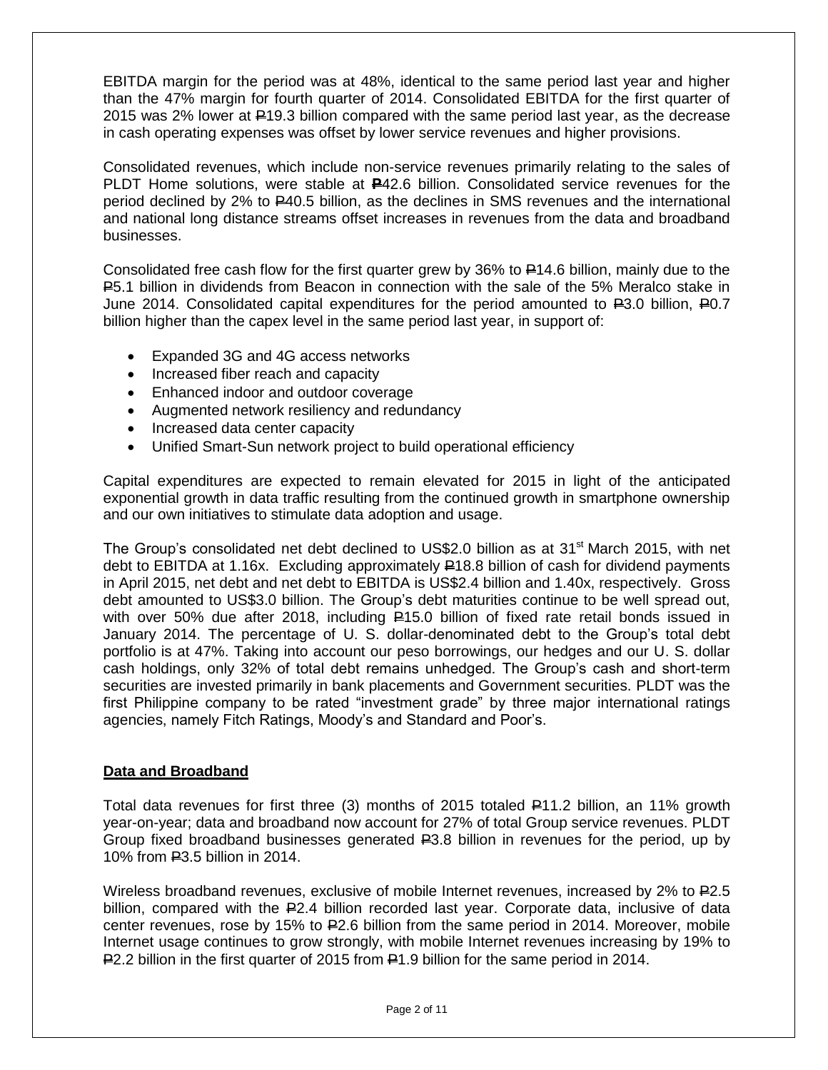EBITDA margin for the period was at 48%, identical to the same period last year and higher than the 47% margin for fourth quarter of 2014. Consolidated EBITDA for the first quarter of 2015 was 2% lower at ₱19.3 billion compared with the same period last year, as the decrease in cash operating expenses was offset by lower service revenues and higher provisions.

Consolidated revenues, which include non-service revenues primarily relating to the sales of PLDT Home solutions, were stable at ₱42.6 billion. Consolidated service revenues for the period declined by 2% to ₱40.5 billion, as the declines in SMS revenues and the international and national long distance streams offset increases in revenues from the data and broadband businesses.

Consolidated free cash flow for the first quarter grew by 36% to ₱14.6 billion, mainly due to the ₱5.1 billion in dividends from Beacon in connection with the sale of the 5% Meralco stake in June 2014. Consolidated capital expenditures for the period amounted to ₱3.0 billion, ₱0.7 billion higher than the capex level in the same period last year, in support of:

- Expanded 3G and 4G access networks
- Increased fiber reach and capacity
- Enhanced indoor and outdoor coverage
- Augmented network resiliency and redundancy
- Increased data center capacity
- Unified Smart-Sun network project to build operational efficiency

Capital expenditures are expected to remain elevated for 2015 in light of the anticipated exponential growth in data traffic resulting from the continued growth in smartphone ownership and our own initiatives to stimulate data adoption and usage.

The Group's consolidated net debt declined to US$2.0 billion as at 31st March 2015, with net debt to EBITDA at 1.16x. Excluding approximately ₱18.8 billion of cash for dividend payments in April 2015, net debt and net debt to EBITDA is US$2.4 billion and 1.40x, respectively. Gross debt amounted to US$3.0 billion. The Group's debt maturities continue to be well spread out, with over 50% due after 2018, including ₱15.0 billion of fixed rate retail bonds issued in January 2014. The percentage of U. S. dollar-denominated debt to the Group's total debt portfolio is at 47%. Taking into account our peso borrowings, our hedges and our U. S. dollar cash holdings, only 32% of total debt remains unhedged. The Group's cash and short-term securities are invested primarily in bank placements and Government securities. PLDT was the first Philippine company to be rated "investment grade" by three major international ratings agencies, namely Fitch Ratings, Moody's and Standard and Poor's.

**Data and Broadband**

Total data revenues for first three (3) months of 2015 totaled ₱11.2 billion, an 11% growth year-on-year; data and broadband now account for 27% of total Group service revenues. PLDT Group fixed broadband businesses generated ₱3.8 billion in revenues for the period, up by 10% from ₱3.5 billion in 2014.

Wireless broadband revenues, exclusive of mobile Internet revenues, increased by 2% to ₱2.5 billion, compared with the ₱2.4 billion recorded last year. Corporate data, inclusive of data center revenues, rose by 15% to ₱2.6 billion from the same period in 2014. Moreover, mobile Internet usage continues to grow strongly, with mobile Internet revenues increasing by 19% to ₱2.2 billion in the first quarter of 2015 from ₱1.9 billion for the same period in 2014.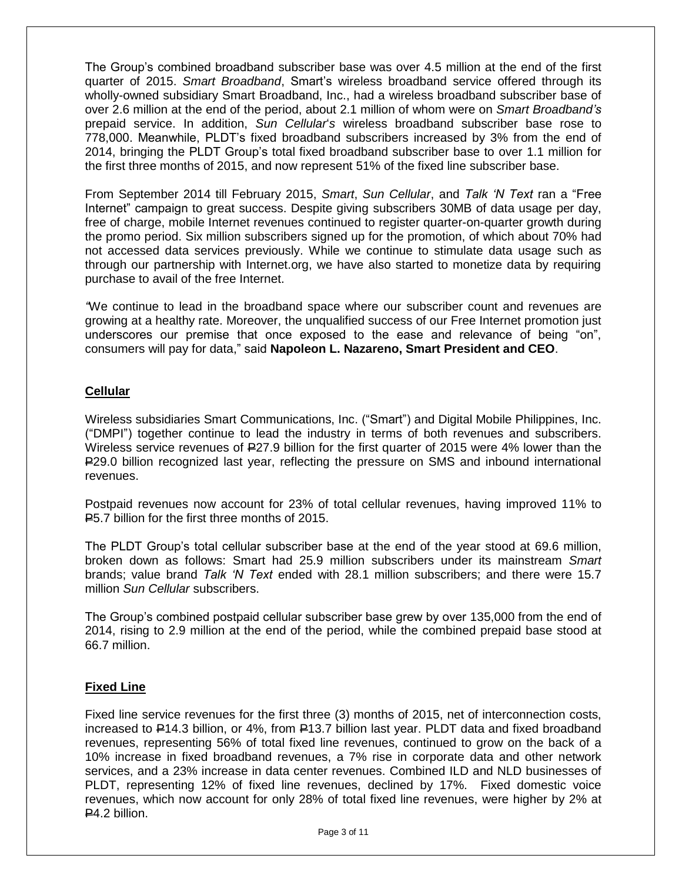The Group's combined broadband subscriber base was over 4.5 million at the end of the first quarter of 2015. *Smart Broadband*, Smart's wireless broadband service offered through its wholly-owned subsidiary Smart Broadband, Inc., had a wireless broadband subscriber base of over 2.6 million at the end of the period, about 2.1 million of whom were on *Smart Broadband's* prepaid service. In addition, *Sun Cellular's* wireless broadband subscriber base rose to 778,000. Meanwhile, PLDT's fixed broadband subscribers increased by 3% from the end of 2014, bringing the PLDT Group's total fixed broadband subscriber base to over 1.1 million for the first three months of 2015, and now represent 51% of the fixed line subscriber base.

From September 2014 till February 2015, *Smart*, *Sun Cellular*, and *Talk 'N Text* ran a "Free Internet" campaign to great success. Despite giving subscribers 30MB of data usage per day, free of charge, mobile Internet revenues continued to register quarter-on-quarter growth during the promo period. Six million subscribers signed up for the promotion, of which about 70% had not accessed data services previously. While we continue to stimulate data usage such as through our partnership with Internet.org, we have also started to monetize data by requiring purchase to avail of the free Internet.

"We continue to lead in the broadband space where our subscriber count and revenues are growing at a healthy rate. Moreover, the unqualified success of our Free Internet promotion just underscores our premise that once exposed to the ease and relevance of being "on", consumers will pay for data," said **Napoleon L. Nazareno, Smart President and CEO**.

## Cellular

Wireless subsidiaries Smart Communications, Inc. ("Smart") and Digital Mobile Philippines, Inc. ("DMPI") together continue to lead the industry in terms of both revenues and subscribers. Wireless service revenues of ₱27.9 billion for the first quarter of 2015 were 4% lower than the ₱29.0 billion recognized last year, reflecting the pressure on SMS and inbound international revenues.

Postpaid revenues now account for 23% of total cellular revenues, having improved 11% to ₱5.7 billion for the first three months of 2015.

The PLDT Group's total cellular subscriber base at the end of the year stood at 69.6 million, broken down as follows: Smart had 25.9 million subscribers under its mainstream *Smart* brands; value brand *Talk 'N Text* ended with 28.1 million subscribers; and there were 15.7 million *Sun Cellular* subscribers.

The Group's combined postpaid cellular subscriber base grew by over 135,000 from the end of 2014, rising to 2.9 million at the end of the period, while the combined prepaid base stood at 66.7 million.

## Fixed Line

Fixed line service revenues for the first three (3) months of 2015, net of interconnection costs, increased to ₱14.3 billion, or 4%, from ₱13.7 billion last year. PLDT data and fixed broadband revenues, representing 56% of total fixed line revenues, continued to grow on the back of a 10% increase in fixed broadband revenues, a 7% rise in corporate data and other network services, and a 23% increase in data center revenues. Combined ILD and NLD businesses of PLDT, representing 12% of fixed line revenues, declined by 17%. Fixed domestic voice revenues, which now account for only 28% of total fixed line revenues, were higher by 2% at ₱4.2 billion.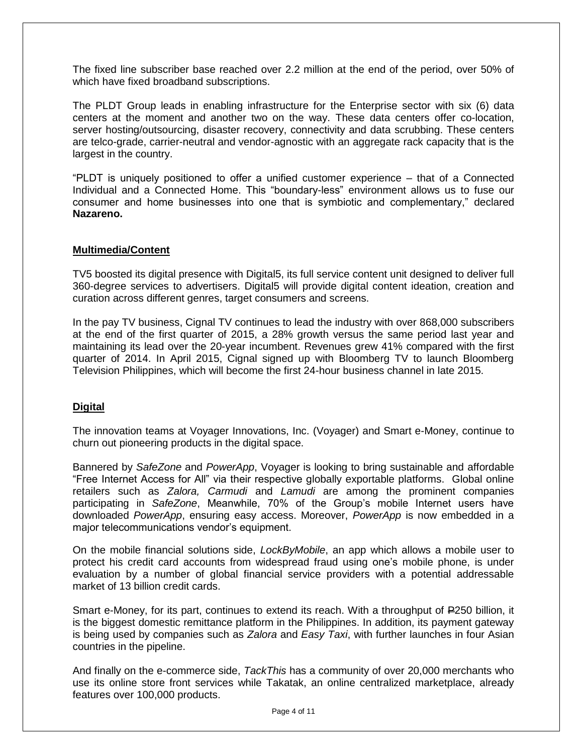The fixed line subscriber base reached over 2.2 million at the end of the period, over 50% of which have fixed broadband subscriptions.

The PLDT Group leads in enabling infrastructure for the Enterprise sector with six (6) data centers at the moment and another two on the way. These data centers offer co-location, server hosting/outsourcing, disaster recovery, connectivity and data scrubbing. These centers are telco-grade, carrier-neutral and vendor-agnostic with an aggregate rack capacity that is the largest in the country.

"PLDT is uniquely positioned to offer a unified customer experience – that of a Connected Individual and a Connected Home. This "boundary-less" environment allows us to fuse our consumer and home businesses into one that is symbiotic and complementary," declared **Nazareno.**

**Multimedia/Content**

TV5 boosted its digital presence with Digital5, its full service content unit designed to deliver full 360-degree services to advertisers. Digital5 will provide digital content ideation, creation and curation across different genres, target consumers and screens.

In the pay TV business, Cignal TV continues to lead the industry with over 868,000 subscribers at the end of the first quarter of 2015, a 28% growth versus the same period last year and maintaining its lead over the 20-year incumbent. Revenues grew 41% compared with the first quarter of 2014. In April 2015, Cignal signed up with Bloomberg TV to launch Bloomberg Television Philippines, which will become the first 24-hour business channel in late 2015.

**Digital**

The innovation teams at Voyager Innovations, Inc. (Voyager) and Smart e-Money, continue to churn out pioneering products in the digital space.

Bannered by *SafeZone* and *PowerApp*, Voyager is looking to bring sustainable and affordable "Free Internet Access for All" via their respective globally exportable platforms. Global online retailers such as *Zalora, Carmudi* and *Lamudi* are among the prominent companies participating in *SafeZone*, Meanwhile, 70% of the Group's mobile Internet users have downloaded *PowerApp*, ensuring easy access. Moreover, *PowerApp* is now embedded in a major telecommunications vendor's equipment.

On the mobile financial solutions side, *LockByMobile*, an app which allows a mobile user to protect his credit card accounts from widespread fraud using one's mobile phone, is under evaluation by a number of global financial service providers with a potential addressable market of 13 billion credit cards.

Smart e-Money, for its part, continues to extend its reach. With a throughput of ₱250 billion, it is the biggest domestic remittance platform in the Philippines. In addition, its payment gateway is being used by companies such as *Zalora* and *Easy Taxi*, with further launches in four Asian countries in the pipeline.

And finally on the e-commerce side, *TackThis* has a community of over 20,000 merchants who use its online store front services while Takatak, an online centralized marketplace, already features over 100,000 products.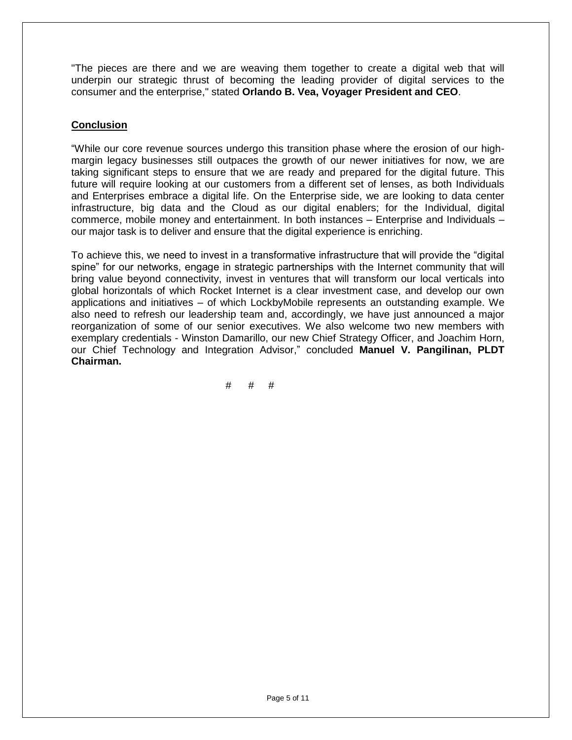"The pieces are there and we are weaving them together to create a digital web that will underpin our strategic thrust of becoming the leading provider of digital services to the consumer and the enterprise," stated **Orlando B. Vea, Voyager President and CEO**.

## Conclusion

"While our core revenue sources undergo this transition phase where the erosion of our high-margin legacy businesses still outpaces the growth of our newer initiatives for now, we are taking significant steps to ensure that we are ready and prepared for the digital future. This future will require looking at our customers from a different set of lenses, as both Individuals and Enterprises embrace a digital life. On the Enterprise side, we are looking to data center infrastructure, big data and the Cloud as our digital enablers; for the Individual, digital commerce, mobile money and entertainment. In both instances – Enterprise and Individuals – our major task is to deliver and ensure that the digital experience is enriching.

To achieve this, we need to invest in a transformative infrastructure that will provide the "digital spine" for our networks, engage in strategic partnerships with the Internet community that will bring value beyond connectivity, invest in ventures that will transform our local verticals into global horizontals of which Rocket Internet is a clear investment case, and develop our own applications and initiatives – of which LockbyMobile represents an outstanding example. We also need to refresh our leadership team and, accordingly, we have just announced a major reorganization of some of our senior executives. We also welcome two new members with exemplary credentials - Winston Damarillo, our new Chief Strategy Officer, and Joachim Horn, our Chief Technology and Integration Advisor," concluded **Manuel V. Pangilinan, PLDT Chairman.**

# # #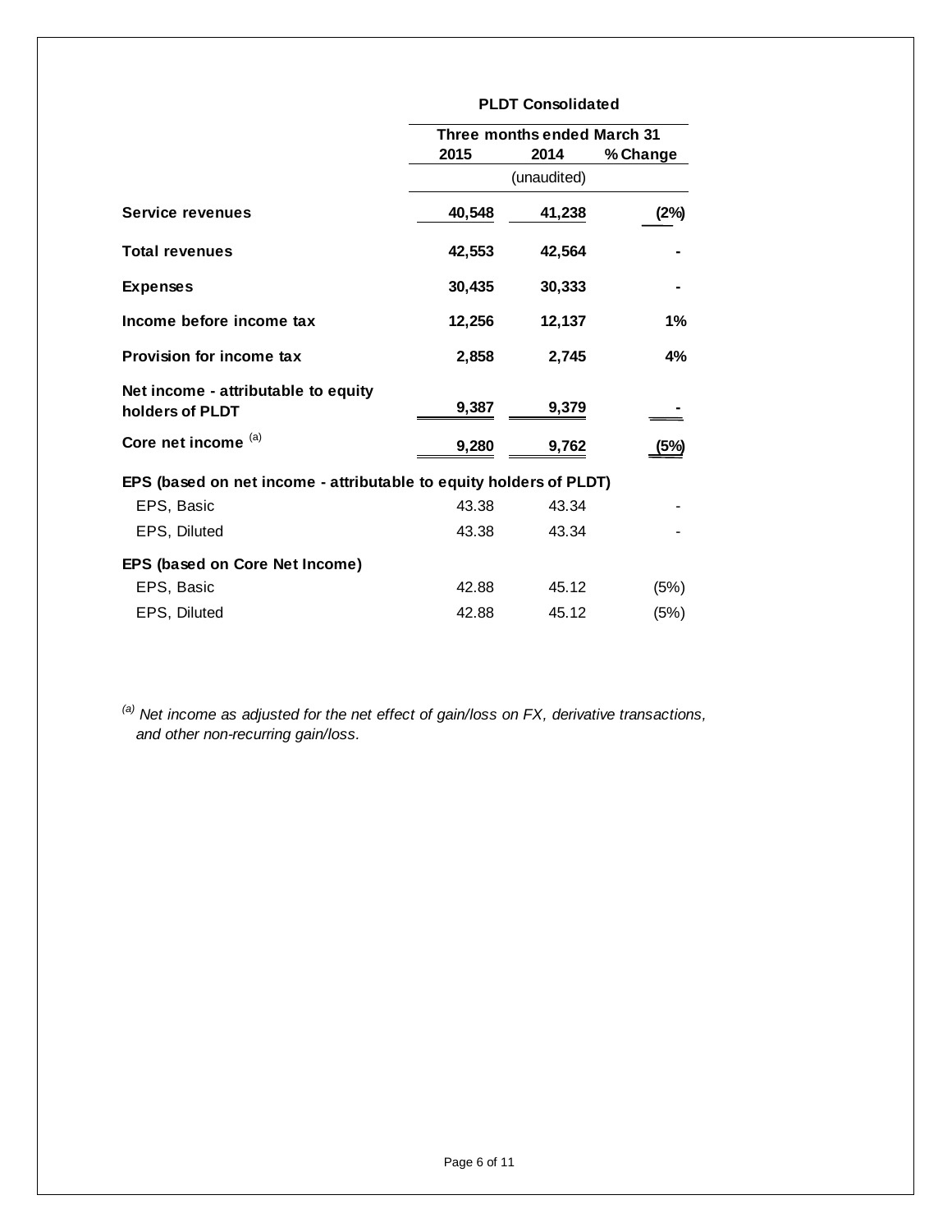| | PLDT Consolidated | | |
|---|---|---|---|
| | Three months ended March 31 | | |
| | 2015 | 2014 | % Change |
| | (unaudited) | | |
| **Service revenues** | **40,548** | **41,238** | **(2%)** |
| **Total revenues** | **42,553** | **42,564** | **-** |
| **Expenses** | **30,435** | **30,333** | **-** |
| **Income before income tax** | **12,256** | **12,137** | **1%** |
| **Provision for income tax** | **2,858** | **2,745** | **4%** |
| **Net income - attributable to equity holders of PLDT** | **9,387** | **9,379** | **-** |
| **Core net income** [(a)] | **9,280** | **9,762** | **(5%)** |
| **EPS (based on net income - attributable to equity holders of PLDT)** | | | |
| EPS, Basic | 43.38 | 43.34 | - |
| EPS, Diluted | 43.38 | 43.34 | - |
| **EPS (based on Core Net Income)** | | | |
| EPS, Basic | 42.88 | 45.12 | (5%) |
| EPS, Diluted | 42.88 | 45.12 | (5%) |

*[(a)] Net income as adjusted for the net effect of gain/loss on FX, derivative transactions, and other non-recurring gain/loss.*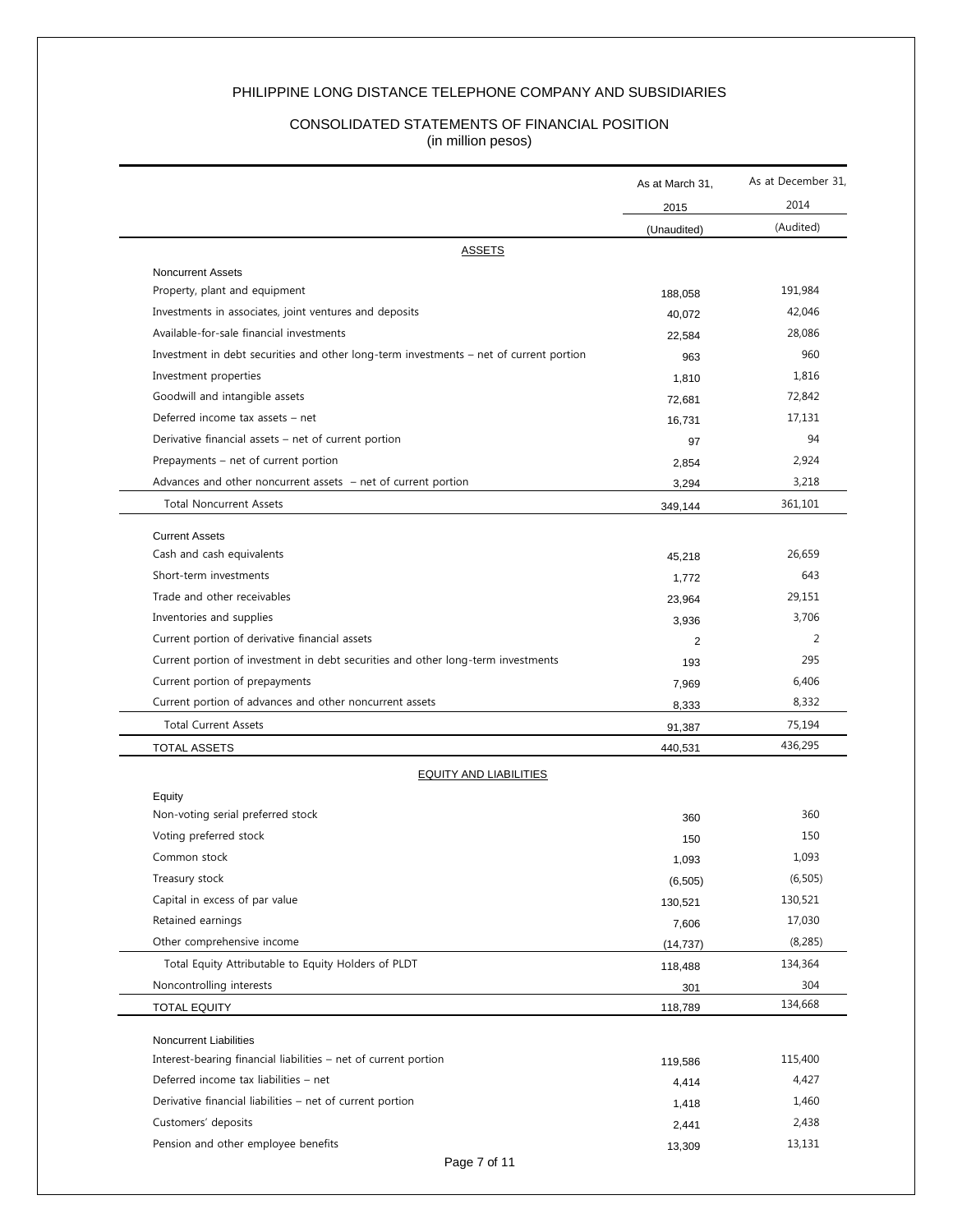PHILIPPINE LONG DISTANCE TELEPHONE COMPANY AND SUBSIDIARIES

CONSOLIDATED STATEMENTS OF FINANCIAL POSITION
(in million pesos)

| | As at March 31, 2015 (Unaudited) | As at December 31, 2014 (Audited) |
|---|---|---|
| **ASSETS** | | |
| Noncurrent Assets | | |
| Property, plant and equipment | 188,058 | 191,984 |
| Investments in associates, joint ventures and deposits | 40,072 | 42,046 |
| Available-for-sale financial investments | 22,584 | 28,086 |
| Investment in debt securities and other long-term investments – net of current portion | 963 | 960 |
| Investment properties | 1,810 | 1,816 |
| Goodwill and intangible assets | 72,681 | 72,842 |
| Deferred income tax assets – net | 16,731 | 17,131 |
| Derivative financial assets – net of current portion | 97 | 94 |
| Prepayments – net of current portion | 2,854 | 2,924 |
| Advances and other noncurrent assets – net of current portion | 3,294 | 3,218 |
| Total Noncurrent Assets | 349,144 | 361,101 |
| Current Assets | | |
| Cash and cash equivalents | 45,218 | 26,659 |
| Short-term investments | 1,772 | 643 |
| Trade and other receivables | 23,964 | 29,151 |
| Inventories and supplies | 3,936 | 3,706 |
| Current portion of derivative financial assets | 2 | 2 |
| Current portion of investment in debt securities and other long-term investments | 193 | 295 |
| Current portion of prepayments | 7,969 | 6,406 |
| Current portion of advances and other noncurrent assets | 8,333 | 8,332 |
| Total Current Assets | 91,387 | 75,194 |
| TOTAL ASSETS | 440,531 | 436,295 |
| **EQUITY AND LIABILITIES** | | |
| Equity | | |
| Non-voting serial preferred stock | 360 | 360 |
| Voting preferred stock | 150 | 150 |
| Common stock | 1,093 | 1,093 |
| Treasury stock | (6,505) | (6,505) |
| Capital in excess of par value | 130,521 | 130,521 |
| Retained earnings | 7,606 | 17,030 |
| Other comprehensive income | (14,737) | (8,285) |
| Total Equity Attributable to Equity Holders of PLDT | 118,488 | 134,364 |
| Noncontrolling interests | 301 | 304 |
| TOTAL EQUITY | 118,789 | 134,668 |
| Noncurrent Liabilities | | |
| Interest-bearing financial liabilities – net of current portion | 119,586 | 115,400 |
| Deferred income tax liabilities – net | 4,414 | 4,427 |
| Derivative financial liabilities – net of current portion | 1,418 | 1,460 |
| Customers' deposits | 2,441 | 2,438 |
| Pension and other employee benefits | 13,309 | 13,131 |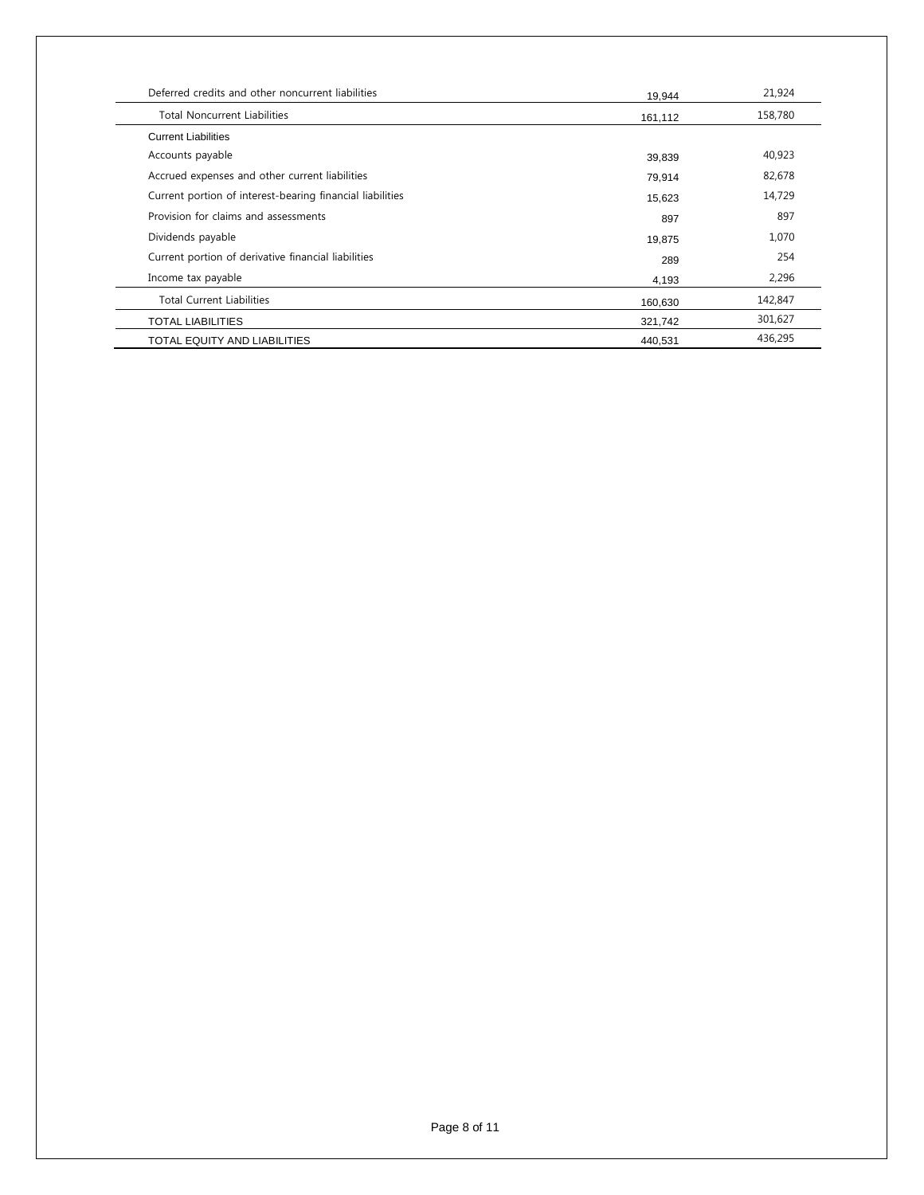| | | |
|---|---|---|
| Deferred credits and other noncurrent liabilities | 19,944 | 21,924 |
| Total Noncurrent Liabilities | 161,112 | 158,780 |
| Current Liabilities | | |
| Accounts payable | 39,839 | 40,923 |
| Accrued expenses and other current liabilities | 79,914 | 82,678 |
| Current portion of interest-bearing financial liabilities | 15,623 | 14,729 |
| Provision for claims and assessments | 897 | 897 |
| Dividends payable | 19,875 | 1,070 |
| Current portion of derivative financial liabilities | 289 | 254 |
| Income tax payable | 4,193 | 2,296 |
| Total Current Liabilities | 160,630 | 142,847 |
| TOTAL LIABILITIES | 321,742 | 301,627 |
| TOTAL EQUITY AND LIABILITIES | 440,531 | 436,295 |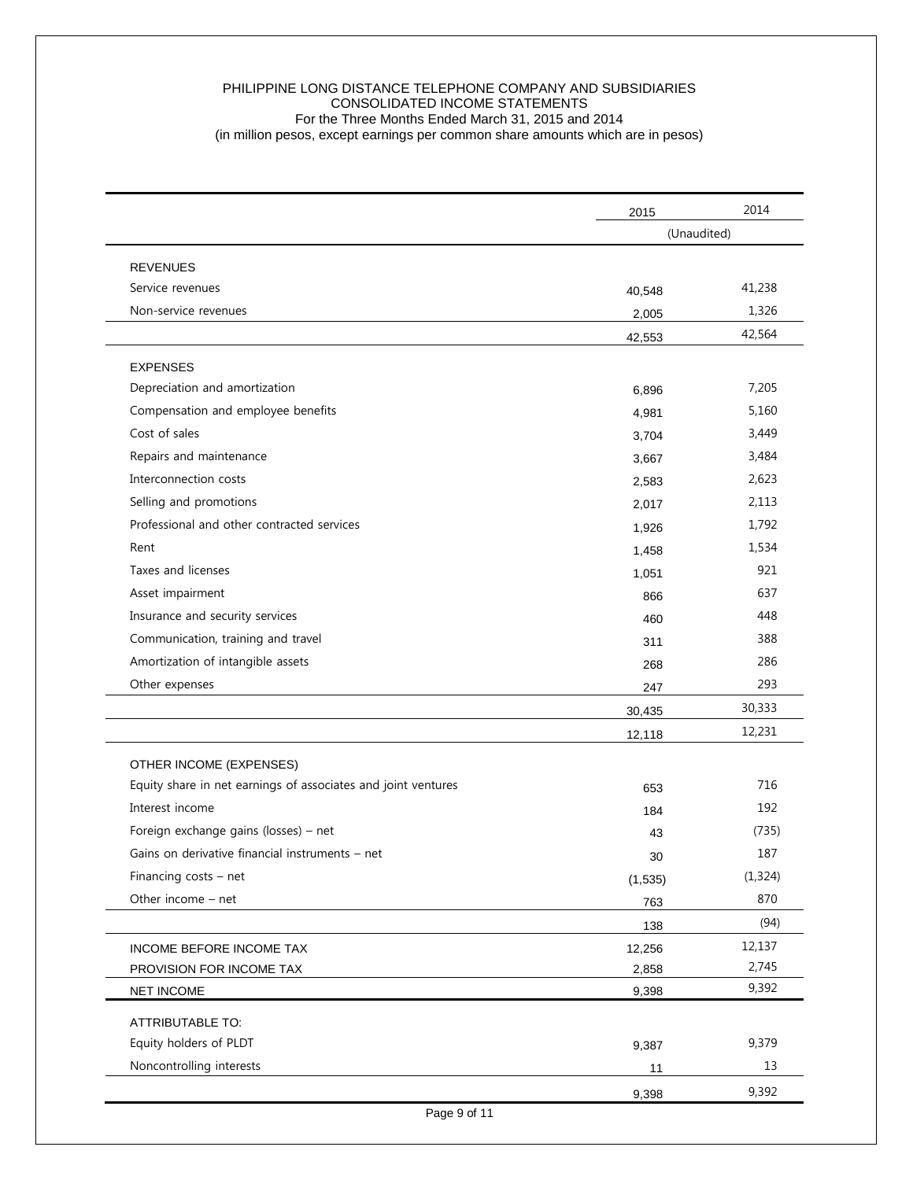PHILIPPINE LONG DISTANCE TELEPHONE COMPANY AND SUBSIDIARIES
CONSOLIDATED INCOME STATEMENTS
For the Three Months Ended March 31, 2015 and 2014
(in million pesos, except earnings per common share amounts which are in pesos)

| | 2015 | 2014 |
|---|---|---|
| | (Unaudited) | |
| **REVENUES** | | |
| Service revenues | 40,548 | 41,238 |
| Non-service revenues | 2,005 | 1,326 |
| | 42,553 | 42,564 |
| **EXPENSES** | | |
| Depreciation and amortization | 6,896 | 7,205 |
| Compensation and employee benefits | 4,981 | 5,160 |
| Cost of sales | 3,704 | 3,449 |
| Repairs and maintenance | 3,667 | 3,484 |
| Interconnection costs | 2,583 | 2,623 |
| Selling and promotions | 2,017 | 2,113 |
| Professional and other contracted services | 1,926 | 1,792 |
| Rent | 1,458 | 1,534 |
| Taxes and licenses | 1,051 | 921 |
| Asset impairment | 866 | 637 |
| Insurance and security services | 460 | 448 |
| Communication, training and travel | 311 | 388 |
| Amortization of intangible assets | 268 | 286 |
| Other expenses | 247 | 293 |
| | 30,435 | 30,333 |
| | 12,118 | 12,231 |
| **OTHER INCOME (EXPENSES)** | | |
| Equity share in net earnings of associates and joint ventures | 653 | 716 |
| Interest income | 184 | 192 |
| Foreign exchange gains (losses) – net | 43 | (735) |
| Gains on derivative financial instruments – net | 30 | 187 |
| Financing costs – net | (1,535) | (1,324) |
| Other income – net | 763 | 870 |
| | 138 | (94) |
| INCOME BEFORE INCOME TAX | 12,256 | 12,137 |
| PROVISION FOR INCOME TAX | 2,858 | 2,745 |
| NET INCOME | 9,398 | 9,392 |
| **ATTRIBUTABLE TO:** | | |
| Equity holders of PLDT | 9,387 | 9,379 |
| Noncontrolling interests | 11 | 13 |
| | 9,398 | 9,392 |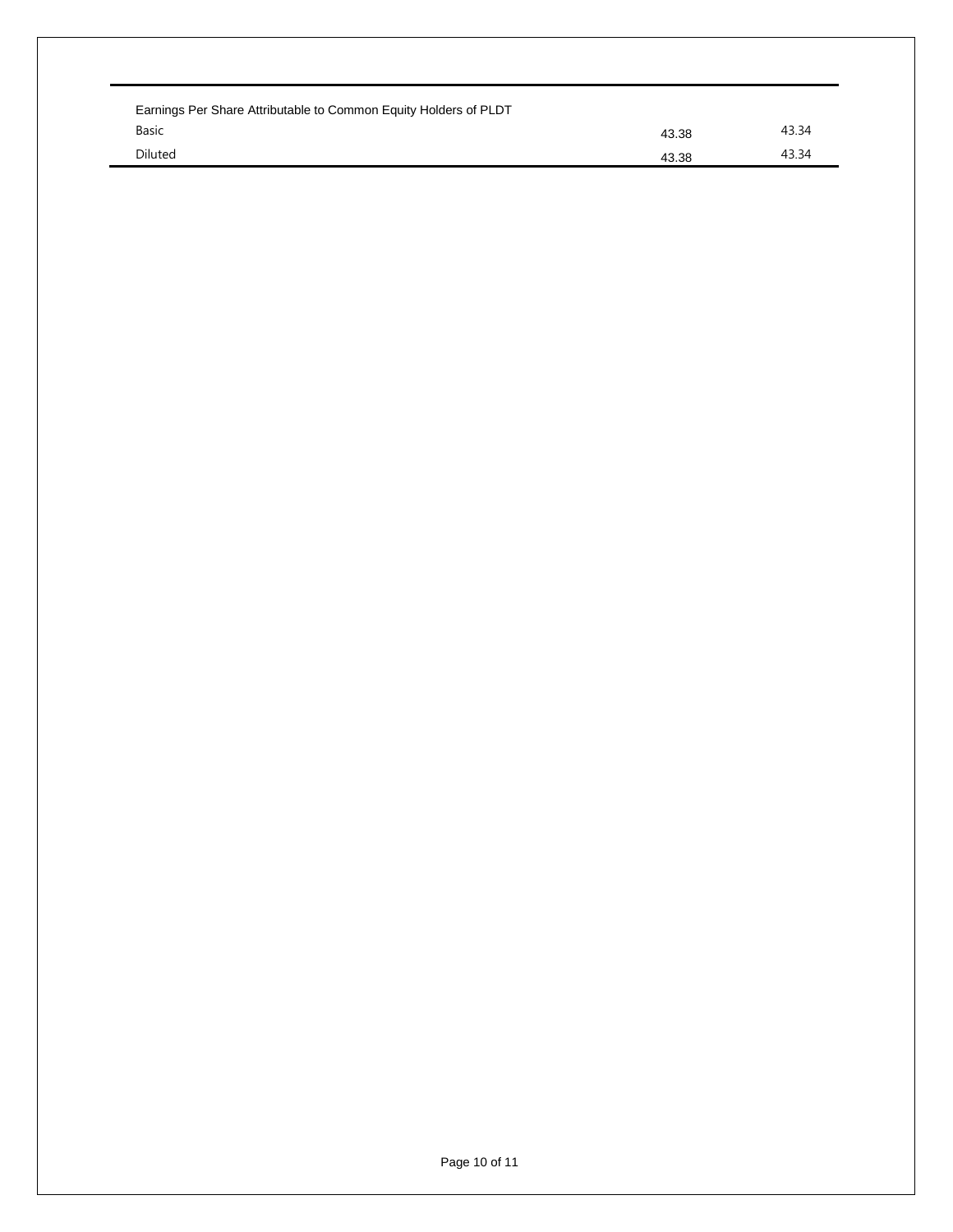| | | |
|---|---|---|
| Earnings Per Share Attributable to Common Equity Holders of PLDT | | |
| Basic | 43.38 | 43.34 |
| Diluted | 43.38 | 43.34 |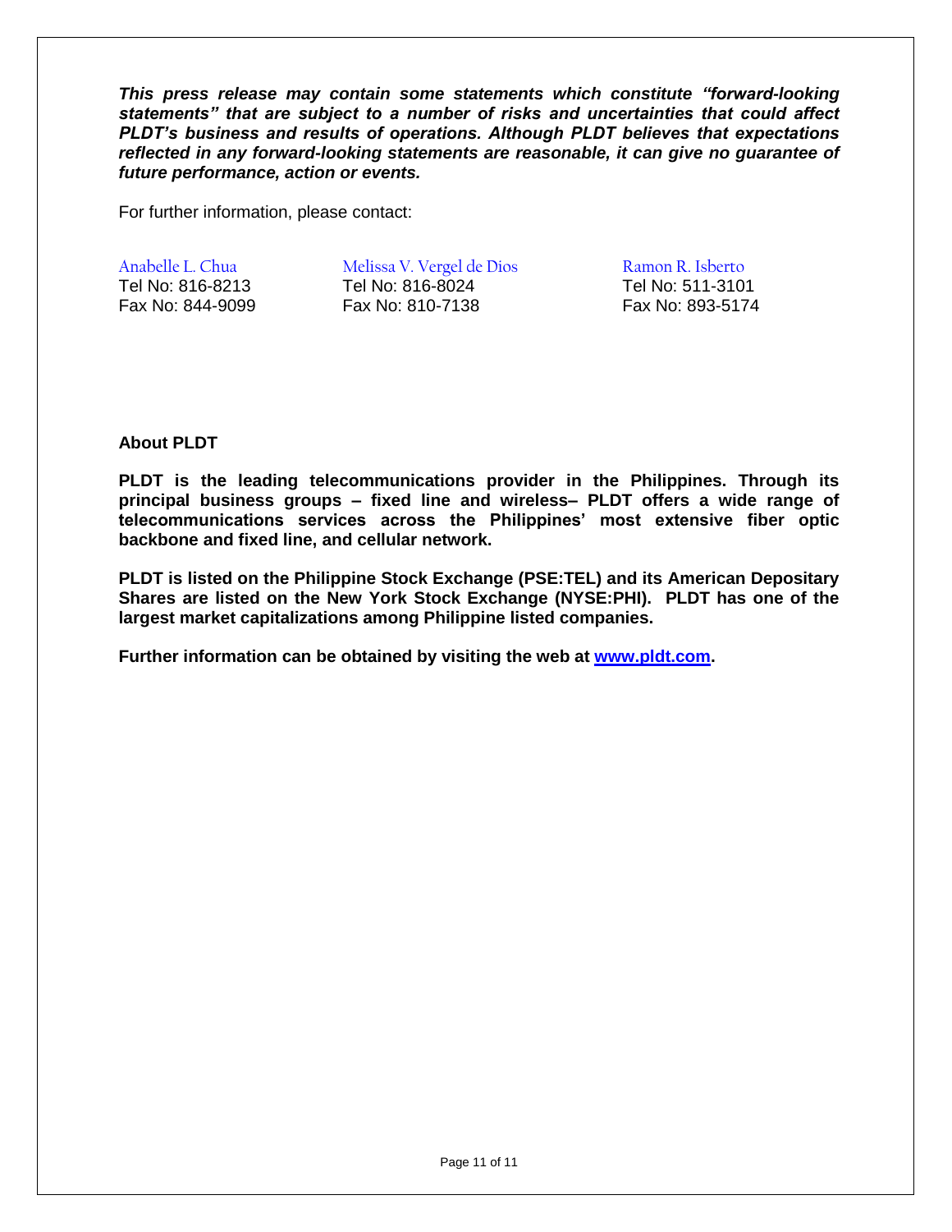***This press release may contain some statements which constitute "forward-looking statements" that are subject to a number of risks and uncertainties that could affect PLDT's business and results of operations. Although PLDT believes that expectations reflected in any forward-looking statements are reasonable, it can give no guarantee of future performance, action or events.***

For further information, please contact:

| | | |
|---|---|---|
| Anabelle L. Chua | Melissa V. Vergel de Dios | Ramon R. Isberto |
| Tel No: 816-8213 | Tel No: 816-8024 | Tel No: 511-3101 |
| Fax No: 844-9099 | Fax No: 810-7138 | Fax No: 893-5174 |

**About PLDT**

**PLDT is the leading telecommunications provider in the Philippines. Through its principal business groups – fixed line and wireless– PLDT offers a wide range of telecommunications services across the Philippines' most extensive fiber optic backbone and fixed line, and cellular network.**

**PLDT is listed on the Philippine Stock Exchange (PSE:TEL) and its American Depositary Shares are listed on the New York Stock Exchange (NYSE:PHI). PLDT has one of the largest market capitalizations among Philippine listed companies.**

**Further information can be obtained by visiting the web at [www.pldt.com](http://www.pldt.com).**